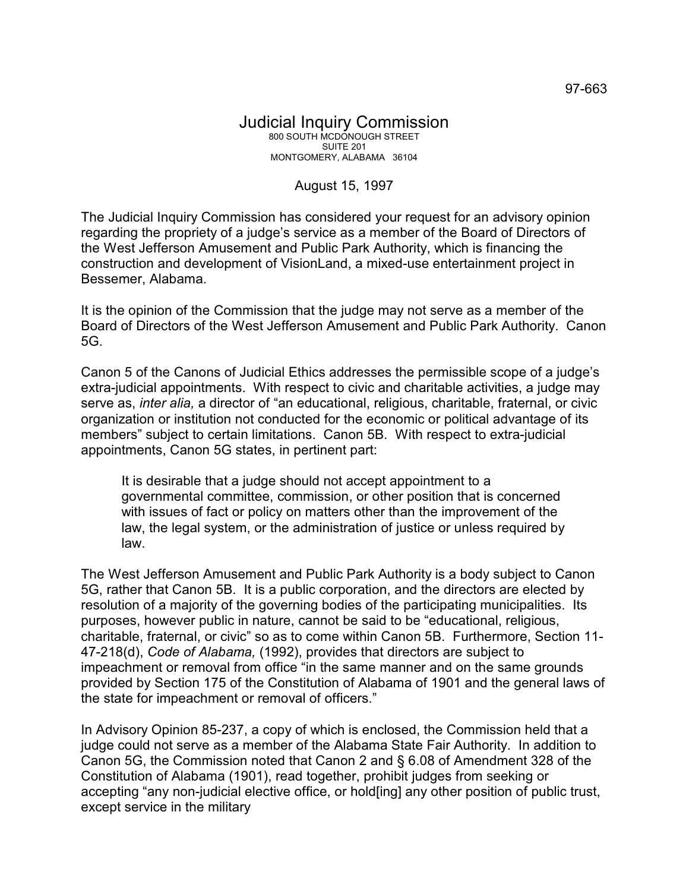97-663

# Judicial Inquiry Commission

800 SOUTH MCDONOUGH STREET
SUITE 201
MONTGOMERY, ALABAMA 36104

August 15, 1997

The Judicial Inquiry Commission has considered your request for an advisory opinion regarding the propriety of a judge's service as a member of the Board of Directors of the West Jefferson Amusement and Public Park Authority, which is financing the construction and development of VisionLand, a mixed-use entertainment project in Bessemer, Alabama.

It is the opinion of the Commission that the judge may not serve as a member of the Board of Directors of the West Jefferson Amusement and Public Park Authority. Canon 5G.

Canon 5 of the Canons of Judicial Ethics addresses the permissible scope of a judge's extra-judicial appointments. With respect to civic and charitable activities, a judge may serve as, *inter alia,* a director of "an educational, religious, charitable, fraternal, or civic organization or institution not conducted for the economic or political advantage of its members" subject to certain limitations. Canon 5B. With respect to extra-judicial appointments, Canon 5G states, in pertinent part:

> It is desirable that a judge should not accept appointment to a governmental committee, commission, or other position that is concerned with issues of fact or policy on matters other than the improvement of the law, the legal system, or the administration of justice or unless required by law.

The West Jefferson Amusement and Public Park Authority is a body subject to Canon 5G, rather that Canon 5B. It is a public corporation, and the directors are elected by resolution of a majority of the governing bodies of the participating municipalities. Its purposes, however public in nature, cannot be said to be "educational, religious, charitable, fraternal, or civic" so as to come within Canon 5B. Furthermore, Section 11-47-218(d), *Code of Alabama,* (1992), provides that directors are subject to impeachment or removal from office "in the same manner and on the same grounds provided by Section 175 of the Constitution of Alabama of 1901 and the general laws of the state for impeachment or removal of officers."

In Advisory Opinion 85-237, a copy of which is enclosed, the Commission held that a judge could not serve as a member of the Alabama State Fair Authority. In addition to Canon 5G, the Commission noted that Canon 2 and § 6.08 of Amendment 328 of the Constitution of Alabama (1901), read together, prohibit judges from seeking or accepting "any non-judicial elective office, or hold[ing] any other position of public trust, except service in the military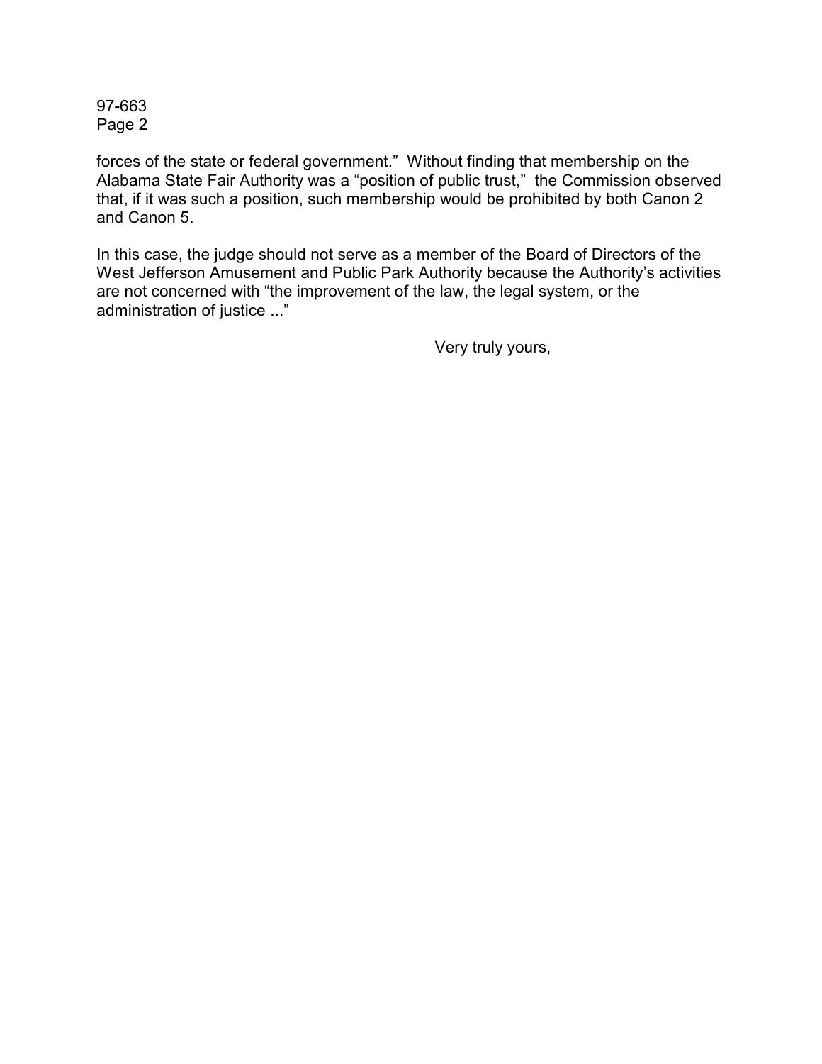forces of the state or federal government." Without finding that membership on the Alabama State Fair Authority was a "position of public trust," the Commission observed that, if it was such a position, such membership would be prohibited by both Canon 2 and Canon 5.

In this case, the judge should not serve as a member of the Board of Directors of the West Jefferson Amusement and Public Park Authority because the Authority's activities are not concerned with "the improvement of the law, the legal system, or the administration of justice ..."

Very truly yours,